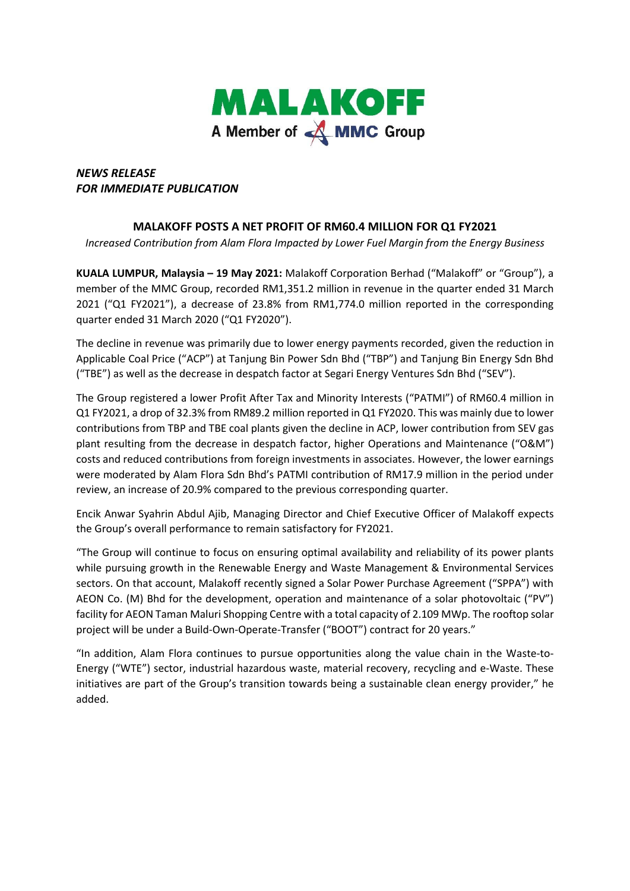MALAKOFF
A Member of MMC Group

*NEWS RELEASE*
*FOR IMMEDIATE PUBLICATION*

# MALAKOFF POSTS A NET PROFIT OF RM60.4 MILLION FOR Q1 FY2021

*Increased Contribution from Alam Flora Impacted by Lower Fuel Margin from the Energy Business*

**KUALA LUMPUR, Malaysia – 19 May 2021:** Malakoff Corporation Berhad ("Malakoff" or "Group"), a member of the MMC Group, recorded RM1,351.2 million in revenue in the quarter ended 31 March 2021 ("Q1 FY2021"), a decrease of 23.8% from RM1,774.0 million reported in the corresponding quarter ended 31 March 2020 ("Q1 FY2020").

The decline in revenue was primarily due to lower energy payments recorded, given the reduction in Applicable Coal Price ("ACP") at Tanjung Bin Power Sdn Bhd ("TBP") and Tanjung Bin Energy Sdn Bhd ("TBE") as well as the decrease in despatch factor at Segari Energy Ventures Sdn Bhd ("SEV").

The Group registered a lower Profit After Tax and Minority Interests ("PATMI") of RM60.4 million in Q1 FY2021, a drop of 32.3% from RM89.2 million reported in Q1 FY2020. This was mainly due to lower contributions from TBP and TBE coal plants given the decline in ACP, lower contribution from SEV gas plant resulting from the decrease in despatch factor, higher Operations and Maintenance ("O&M") costs and reduced contributions from foreign investments in associates. However, the lower earnings were moderated by Alam Flora Sdn Bhd's PATMI contribution of RM17.9 million in the period under review, an increase of 20.9% compared to the previous corresponding quarter.

Encik Anwar Syahrin Abdul Ajib, Managing Director and Chief Executive Officer of Malakoff expects the Group's overall performance to remain satisfactory for FY2021.

"The Group will continue to focus on ensuring optimal availability and reliability of its power plants while pursuing growth in the Renewable Energy and Waste Management & Environmental Services sectors. On that account, Malakoff recently signed a Solar Power Purchase Agreement ("SPPA") with AEON Co. (M) Bhd for the development, operation and maintenance of a solar photovoltaic ("PV") facility for AEON Taman Maluri Shopping Centre with a total capacity of 2.109 MWp. The rooftop solar project will be under a Build-Own-Operate-Transfer ("BOOT") contract for 20 years."

"In addition, Alam Flora continues to pursue opportunities along the value chain in the Waste-to-Energy ("WTE") sector, industrial hazardous waste, material recovery, recycling and e-Waste. These initiatives are part of the Group's transition towards being a sustainable clean energy provider," he added.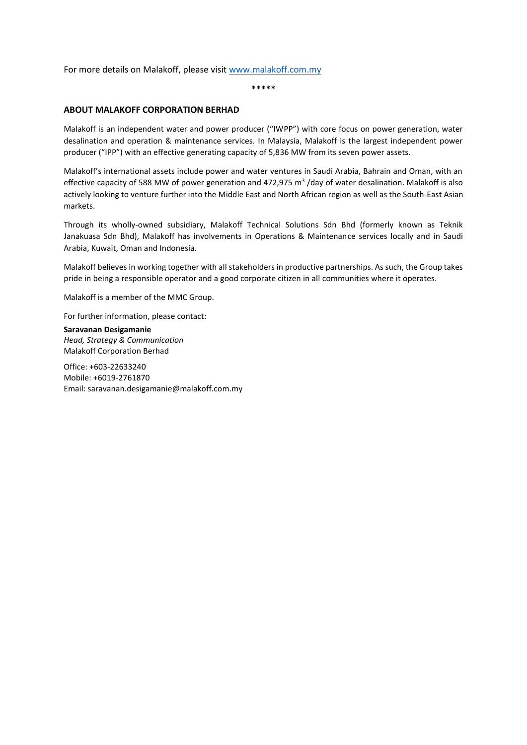For more details on Malakoff, please visit [www.malakoff.com.my](http://www.malakoff.com.my)

*****

**ABOUT MALAKOFF CORPORATION BERHAD**

Malakoff is an independent water and power producer ("IWPP") with core focus on power generation, water desalination and operation & maintenance services. In Malaysia, Malakoff is the largest independent power producer ("IPP") with an effective generating capacity of 5,836 MW from its seven power assets.

Malakoff's international assets include power and water ventures in Saudi Arabia, Bahrain and Oman, with an effective capacity of 588 MW of power generation and 472,975 $m^3$ /day of water desalination. Malakoff is also actively looking to venture further into the Middle East and North African region as well as the South-East Asian markets.

Through its wholly-owned subsidiary, Malakoff Technical Solutions Sdn Bhd (formerly known as Teknik Janakuasa Sdn Bhd), Malakoff has involvements in Operations & Maintenance services locally and in Saudi Arabia, Kuwait, Oman and Indonesia.

Malakoff believes in working together with all stakeholders in productive partnerships. As such, the Group takes pride in being a responsible operator and a good corporate citizen in all communities where it operates.

Malakoff is a member of the MMC Group.

For further information, please contact:

**Saravanan Desigamanie**
*Head, Strategy & Communication*
Malakoff Corporation Berhad

Office: +603-22633240
Mobile: +6019-2761870
Email: saravanan.desigamanie@malakoff.com.my